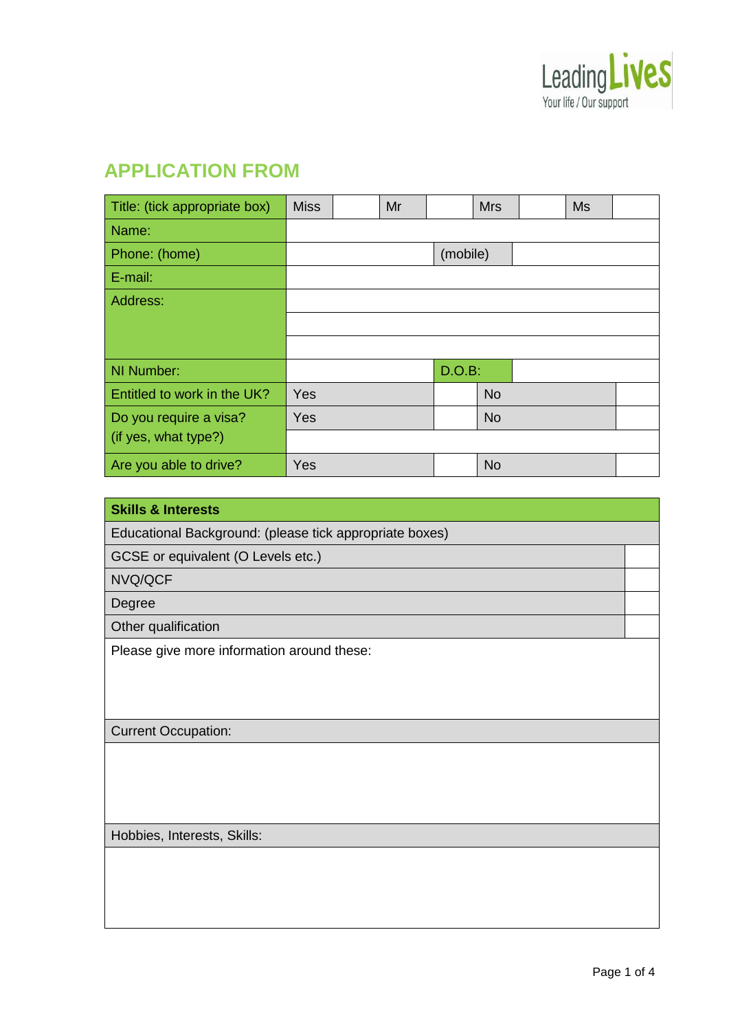Leading Lives
Your life / Our support

## APPLICATION FROM

| Title: (tick appropriate box) | Miss | | Mr | | Mrs | | Ms | |
|---|---|---|---|---|---|---|---|---|
| Name: | | | | | | | | |
| Phone: (home) | | | | (mobile) | | | | |
| E-mail: | | | | | | | | |
| Address: | | | | | | | | |
| | | | | | | | | |
| | | | | | | | | |
| NI Number: | | | | D.O.B: | | | | |
| Entitled to work in the UK? | Yes | | | | No | | | |
| Do you require a visa? (if yes, what type?) | Yes | | | | No | | | |
| | | | | | | | | |
| Are you able to drive? | Yes | | | | No | | | |

| **Skills & Interests** | |
|---|---|
| Educational Background: (please tick appropriate boxes) | |
| GCSE or equivalent (O Levels etc.) | |
| NVQ/QCF | |
| Degree | |
| Other qualification | |
| Please give more information around these: | |
| Current Occupation: | |
| | |
| Hobbies, Interests, Skills: | |
| | |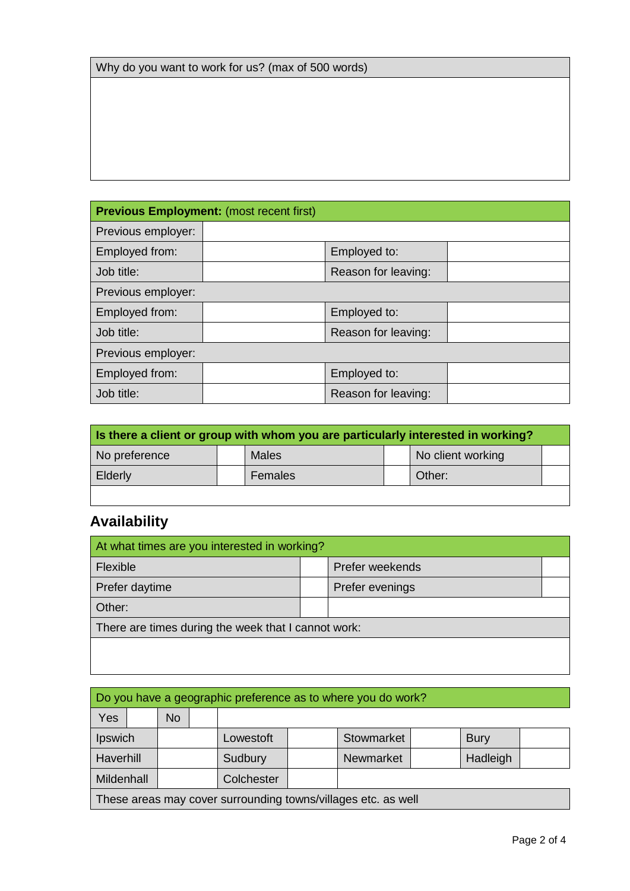| Why do you want to work for us? (max of 500 words) |
| --- |
| |

| **Previous Employment:** (most recent first) | | | |
| --- | --- | --- | --- |
| Previous employer: | | | |
| Employed from: | | Employed to: | |
| Job title: | | Reason for leaving: | |
| Previous employer: | | | |
| Employed from: | | Employed to: | |
| Job title: | | Reason for leaving: | |
| Previous employer: | | | |
| Employed from: | | Employed to: | |
| Job title: | | Reason for leaving: | |

| **Is there a client or group with whom you are particularly interested in working?** | | | | | |
| --- | --- | --- | --- | --- | --- |
| No preference | | Males | | No client working | |
| Elderly | | Females | | Other: | |
| | | | | | |

## Availability

| At what times are you interested in working? | | | |
| --- | --- | --- | --- |
| Flexible | | Prefer weekends | |
| Prefer daytime | | Prefer evenings | |
| Other: | | | |
| There are times during the week that I cannot work: | | | |
| | | | |

| Do you have a geographic preference as to where you do work? | | | | | | | |
| --- | --- | --- | --- | --- | --- | --- | --- |
| Yes | | No | | | | | |
| Ipswich | | Lowestoft | | Stowmarket | | Bury | |
| Haverhill | | Sudbury | | Newmarket | | Hadleigh | |
| Mildenhall | | Colchester | | | | | |
| These areas may cover surrounding towns/villages etc. as well | | | | | | | |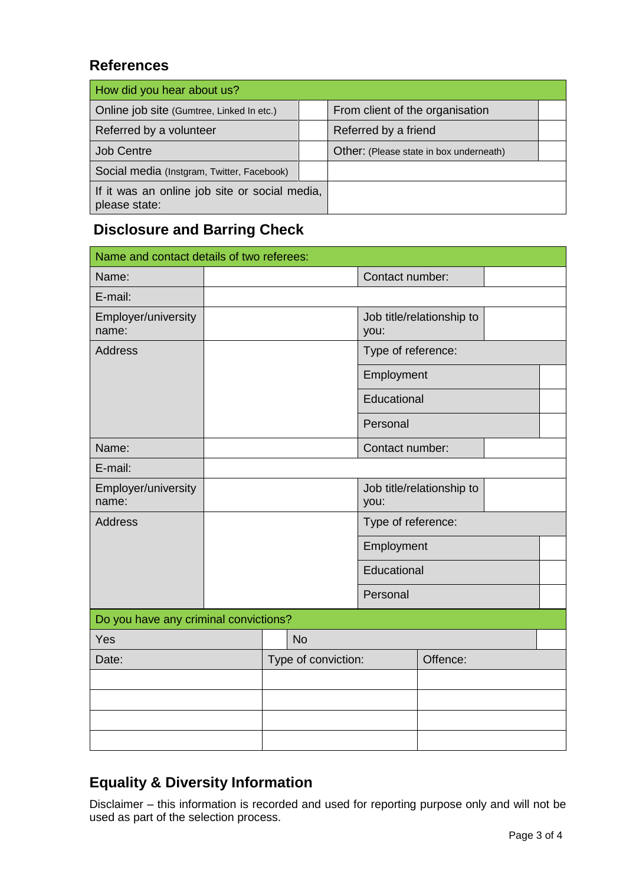## References

| How did you hear about us? | | | |
|---|---|---|---|
| Online job site (Gumtree, Linked In etc.) | | From client of the organisation | |
| Referred by a volunteer | | Referred by a friend | |
| Job Centre | | Other: (Please state in box underneath) | |
| Social media (Instgram, Twitter, Facebook) | | | |
| If it was an online job site or social media, please state: | | | |

## Disclosure and Barring Check

| Name and contact details of two referees: | | | |
|---|---|---|---|
| Name: | | Contact number: | |
| E-mail: | | | |
| Employer/university name: | | Job title/relationship to you: | |
| Address | | Type of reference: | |
| | | Employment | |
| | | Educational | |
| | | Personal | |
| Name: | | Contact number: | |
| E-mail: | | | |
| Employer/university name: | | Job title/relationship to you: | |
| Address | | Type of reference: | |
| | | Employment | |
| | | Educational | |
| | | Personal | |

| Do you have any criminal convictions? | | | |
|---|---|---|---|
| Yes | | No | |
| Date: | Type of conviction: | Offence: | |
| | | | |
| | | | |
| | | | |
| | | | |

## Equality & Diversity Information

Disclaimer – this information is recorded and used for reporting purpose only and will not be used as part of the selection process.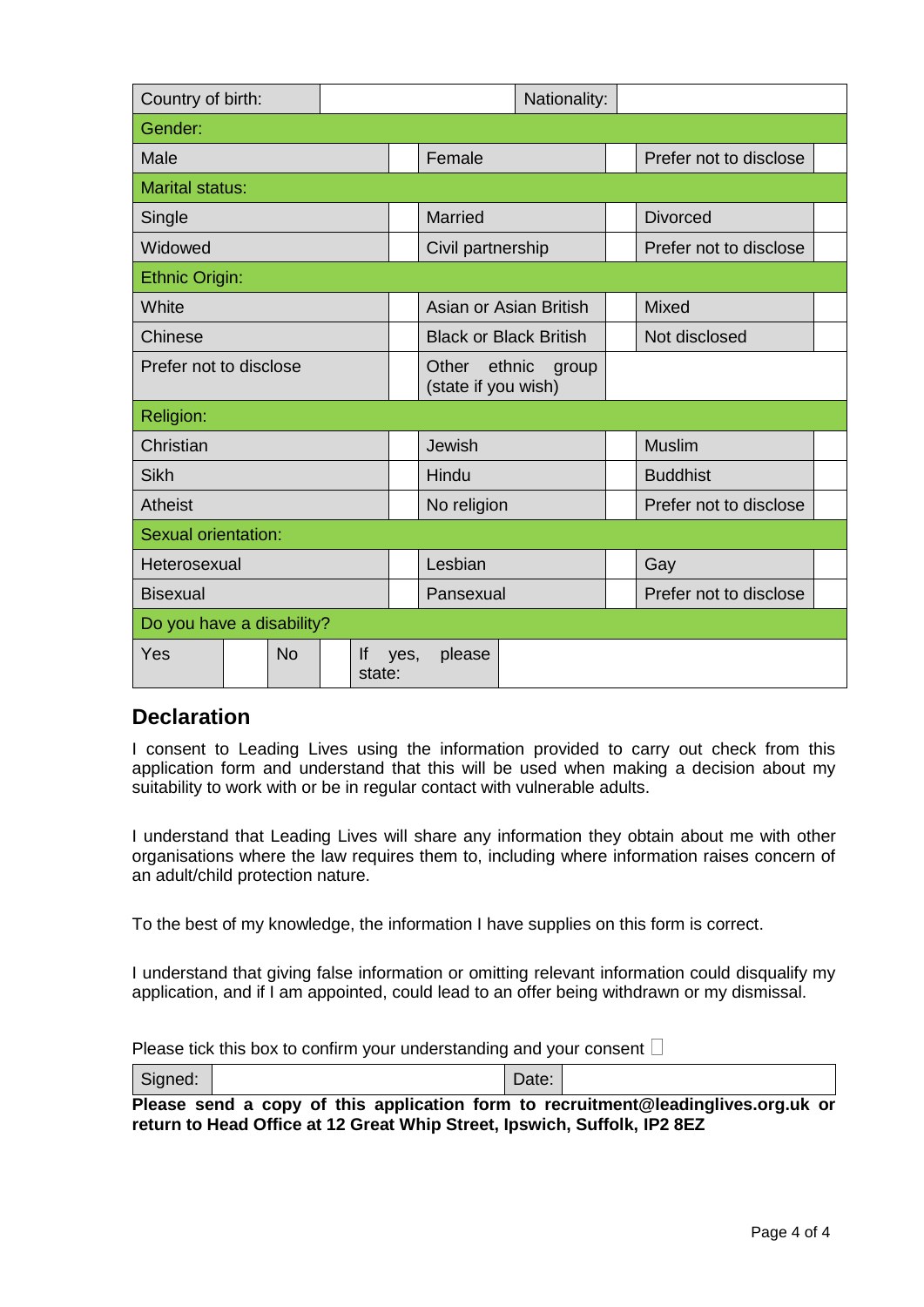| | | | |
|---|---|---|---|
| Country of birth: | | Nationality: | |

| | | | | | |
|---|---|---|---|---|---|
| **Gender:** | | | | | |
| Male | | Female | | Prefer not to disclose | |
| **Marital status:** | | | | | |
| Single | | Married | | Divorced | |
| Widowed | | Civil partnership | | Prefer not to disclose | |
| **Ethnic Origin:** | | | | | |
| White | | Asian or Asian British | | Mixed | |
| Chinese | | Black or Black British | | Not disclosed | |
| Prefer not to disclose | | Other ethnic group (state if you wish) | | | |
| **Religion:** | | | | | |
| Christian | | Jewish | | Muslim | |
| Sikh | | Hindu | | Buddhist | |
| Atheist | | No religion | | Prefer not to disclose | |
| **Sexual orientation:** | | | | | |
| Heterosexual | | Lesbian | | Gay | |
| Bisexual | | Pansexual | | Prefer not to disclose | |

| | | | | | |
|---|---|---|---|---|---|
| **Do you have a disability?** | | | | | |
| Yes | | No | | If yes, please state: | |

## Declaration

I consent to Leading Lives using the information provided to carry out check from this application form and understand that this will be used when making a decision about my suitability to work with or be in regular contact with vulnerable adults.

I understand that Leading Lives will share any information they obtain about me with other organisations where the law requires them to, including where information raises concern of an adult/child protection nature.

To the best of my knowledge, the information I have supplies on this form is correct.

I understand that giving false information or omitting relevant information could disqualify my application, and if I am appointed, could lead to an offer being withdrawn or my dismissal.

Please tick this box to confirm your understanding and your consent ☐

| | | | |
|---|---|---|---|
| Signed: | | Date: | |

**Please send a copy of this application form to recruitment@leadinglives.org.uk or return to Head Office at 12 Great Whip Street, Ipswich, Suffolk, IP2 8EZ**